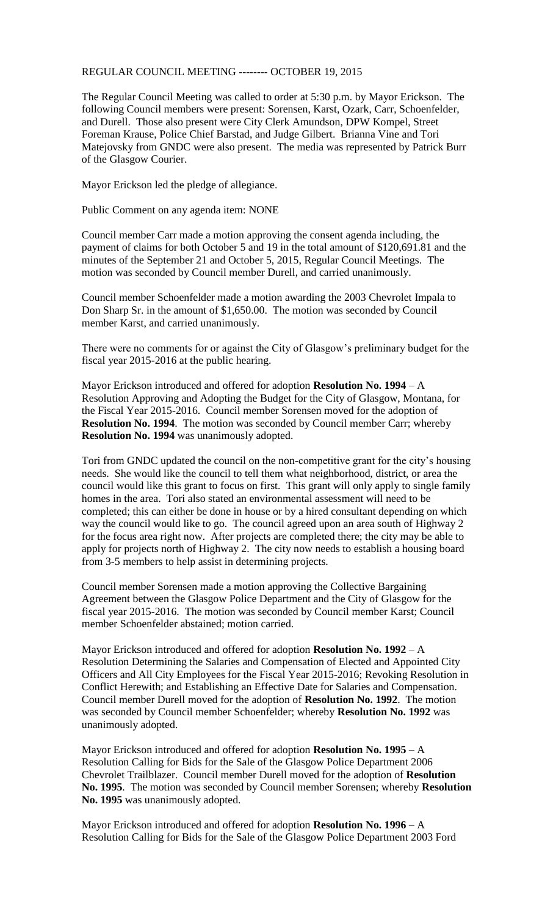REGULAR COUNCIL MEETING -------- OCTOBER 19, 2015

The Regular Council Meeting was called to order at 5:30 p.m. by Mayor Erickson. The following Council members were present: Sorensen, Karst, Ozark, Carr, Schoenfelder, and Durell. Those also present were City Clerk Amundson, DPW Kompel, Street Foreman Krause, Police Chief Barstad, and Judge Gilbert. Brianna Vine and Tori Matejovsky from GNDC were also present. The media was represented by Patrick Burr of the Glasgow Courier.

Mayor Erickson led the pledge of allegiance.

Public Comment on any agenda item: NONE

Council member Carr made a motion approving the consent agenda including, the payment of claims for both October 5 and 19 in the total amount of $120,691.81 and the minutes of the September 21 and October 5, 2015, Regular Council Meetings. The motion was seconded by Council member Durell, and carried unanimously.

Council member Schoenfelder made a motion awarding the 2003 Chevrolet Impala to Don Sharp Sr. in the amount of $1,650.00. The motion was seconded by Council member Karst, and carried unanimously.

There were no comments for or against the City of Glasgow's preliminary budget for the fiscal year 2015-2016 at the public hearing.

Mayor Erickson introduced and offered for adoption **Resolution No. 1994** – A Resolution Approving and Adopting the Budget for the City of Glasgow, Montana, for the Fiscal Year 2015-2016. Council member Sorensen moved for the adoption of **Resolution No. 1994**. The motion was seconded by Council member Carr; whereby **Resolution No. 1994** was unanimously adopted.

Tori from GNDC updated the council on the non-competitive grant for the city's housing needs. She would like the council to tell them what neighborhood, district, or area the council would like this grant to focus on first. This grant will only apply to single family homes in the area. Tori also stated an environmental assessment will need to be completed; this can either be done in house or by a hired consultant depending on which way the council would like to go. The council agreed upon an area south of Highway 2 for the focus area right now. After projects are completed there; the city may be able to apply for projects north of Highway 2. The city now needs to establish a housing board from 3-5 members to help assist in determining projects.

Council member Sorensen made a motion approving the Collective Bargaining Agreement between the Glasgow Police Department and the City of Glasgow for the fiscal year 2015-2016. The motion was seconded by Council member Karst; Council member Schoenfelder abstained; motion carried.

Mayor Erickson introduced and offered for adoption **Resolution No. 1992** – A Resolution Determining the Salaries and Compensation of Elected and Appointed City Officers and All City Employees for the Fiscal Year 2015-2016; Revoking Resolution in Conflict Herewith; and Establishing an Effective Date for Salaries and Compensation. Council member Durell moved for the adoption of **Resolution No. 1992**. The motion was seconded by Council member Schoenfelder; whereby **Resolution No. 1992** was unanimously adopted.

Mayor Erickson introduced and offered for adoption **Resolution No. 1995** – A Resolution Calling for Bids for the Sale of the Glasgow Police Department 2006 Chevrolet Trailblazer. Council member Durell moved for the adoption of **Resolution No. 1995**. The motion was seconded by Council member Sorensen; whereby **Resolution No. 1995** was unanimously adopted.

Mayor Erickson introduced and offered for adoption **Resolution No. 1996** – A Resolution Calling for Bids for the Sale of the Glasgow Police Department 2003 Ford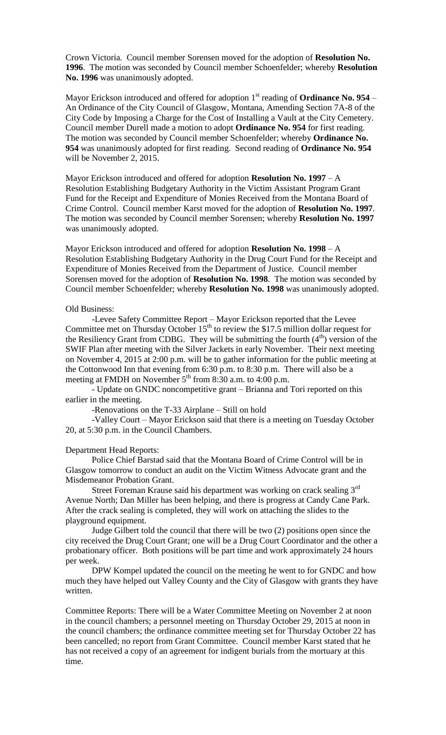Crown Victoria. Council member Sorensen moved for the adoption of **Resolution No. 1996**. The motion was seconded by Council member Schoenfelder; whereby **Resolution No. 1996** was unanimously adopted.

Mayor Erickson introduced and offered for adoption 1st reading of **Ordinance No. 954** – An Ordinance of the City Council of Glasgow, Montana, Amending Section 7A-8 of the City Code by Imposing a Charge for the Cost of Installing a Vault at the City Cemetery. Council member Durell made a motion to adopt **Ordinance No. 954** for first reading. The motion was seconded by Council member Schoenfelder; whereby **Ordinance No. 954** was unanimously adopted for first reading. Second reading of **Ordinance No. 954** will be November 2, 2015.

Mayor Erickson introduced and offered for adoption **Resolution No. 1997** – A Resolution Establishing Budgetary Authority in the Victim Assistant Program Grant Fund for the Receipt and Expenditure of Monies Received from the Montana Board of Crime Control. Council member Karst moved for the adoption of **Resolution No. 1997**. The motion was seconded by Council member Sorensen; whereby **Resolution No. 1997** was unanimously adopted.

Mayor Erickson introduced and offered for adoption **Resolution No. 1998** – A Resolution Establishing Budgetary Authority in the Drug Court Fund for the Receipt and Expenditure of Monies Received from the Department of Justice. Council member Sorensen moved for the adoption of **Resolution No. 1998**. The motion was seconded by Council member Schoenfelder; whereby **Resolution No. 1998** was unanimously adopted.

Old Business:

-Levee Safety Committee Report – Mayor Erickson reported that the Levee Committee met on Thursday October 15th to review the $17.5 million dollar request for the Resiliency Grant from CDBG. They will be submitting the fourth (4th) version of the SWIF Plan after meeting with the Silver Jackets in early November. Their next meeting on November 4, 2015 at 2:00 p.m. will be to gather information for the public meeting at the Cottonwood Inn that evening from 6:30 p.m. to 8:30 p.m. There will also be a meeting at FMDH on November 5th from 8:30 a.m. to 4:00 p.m.

- Update on GNDC noncompetitive grant – Brianna and Tori reported on this earlier in the meeting.

-Renovations on the T-33 Airplane – Still on hold

-Valley Court – Mayor Erickson said that there is a meeting on Tuesday October 20, at 5:30 p.m. in the Council Chambers.

Department Head Reports:

Police Chief Barstad said that the Montana Board of Crime Control will be in Glasgow tomorrow to conduct an audit on the Victim Witness Advocate grant and the Misdemeanor Probation Grant.

Street Foreman Krause said his department was working on crack sealing 3rd Avenue North; Dan Miller has been helping, and there is progress at Candy Cane Park. After the crack sealing is completed, they will work on attaching the slides to the playground equipment.

Judge Gilbert told the council that there will be two (2) positions open since the city received the Drug Court Grant; one will be a Drug Court Coordinator and the other a probationary officer. Both positions will be part time and work approximately 24 hours per week.

DPW Kompel updated the council on the meeting he went to for GNDC and how much they have helped out Valley County and the City of Glasgow with grants they have written.

Committee Reports: There will be a Water Committee Meeting on November 2 at noon in the council chambers; a personnel meeting on Thursday October 29, 2015 at noon in the council chambers; the ordinance committee meeting set for Thursday October 22 has been cancelled; no report from Grant Committee. Council member Karst stated that he has not received a copy of an agreement for indigent burials from the mortuary at this time.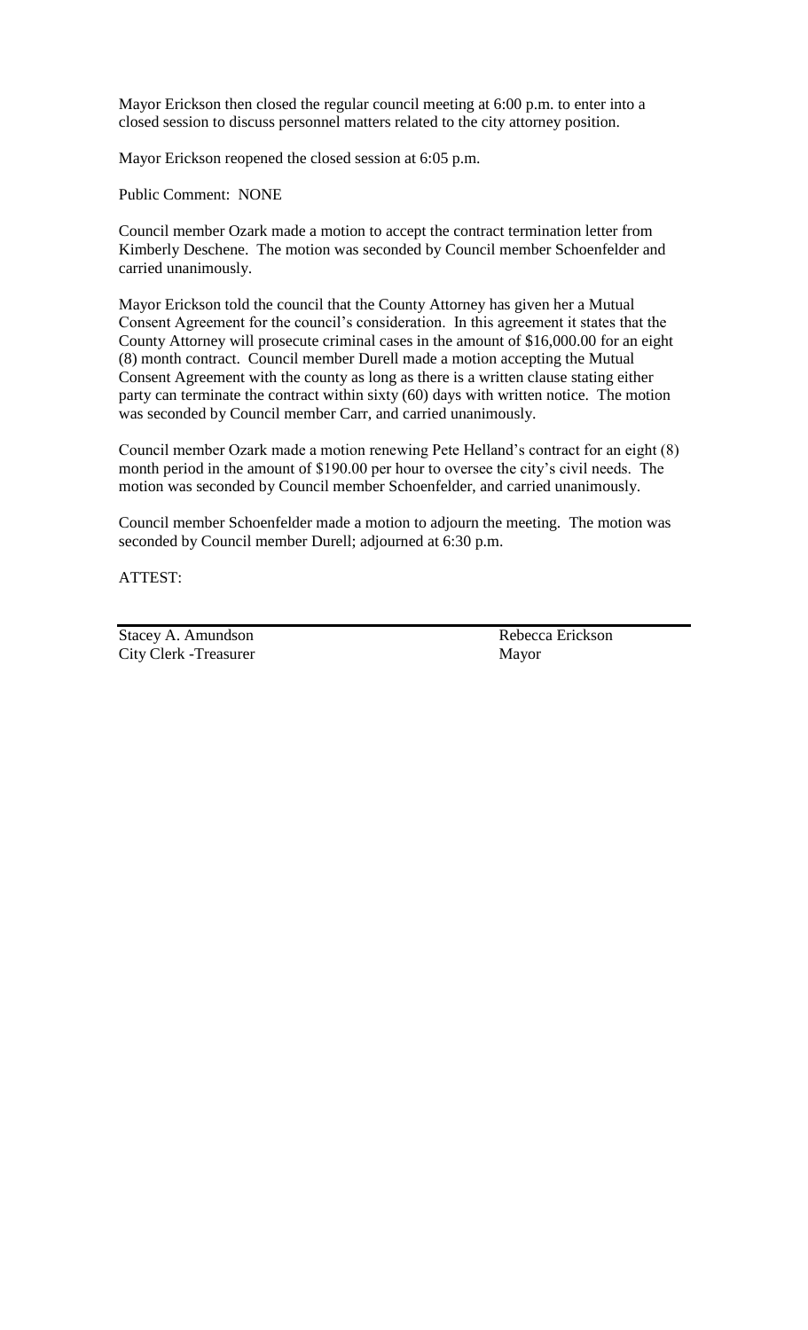Mayor Erickson then closed the regular council meeting at 6:00 p.m. to enter into a closed session to discuss personnel matters related to the city attorney position.

Mayor Erickson reopened the closed session at 6:05 p.m.

Public Comment: NONE

Council member Ozark made a motion to accept the contract termination letter from Kimberly Deschene. The motion was seconded by Council member Schoenfelder and carried unanimously.

Mayor Erickson told the council that the County Attorney has given her a Mutual Consent Agreement for the council's consideration. In this agreement it states that the County Attorney will prosecute criminal cases in the amount of $16,000.00 for an eight (8) month contract. Council member Durell made a motion accepting the Mutual Consent Agreement with the county as long as there is a written clause stating either party can terminate the contract within sixty (60) days with written notice. The motion was seconded by Council member Carr, and carried unanimously.

Council member Ozark made a motion renewing Pete Helland's contract for an eight (8) month period in the amount of $190.00 per hour to oversee the city's civil needs. The motion was seconded by Council member Schoenfelder, and carried unanimously.

Council member Schoenfelder made a motion to adjourn the meeting. The motion was seconded by Council member Durell; adjourned at 6:30 p.m.

ATTEST:

Stacey A. Amundson
City Clerk -Treasurer

Rebecca Erickson
Mayor